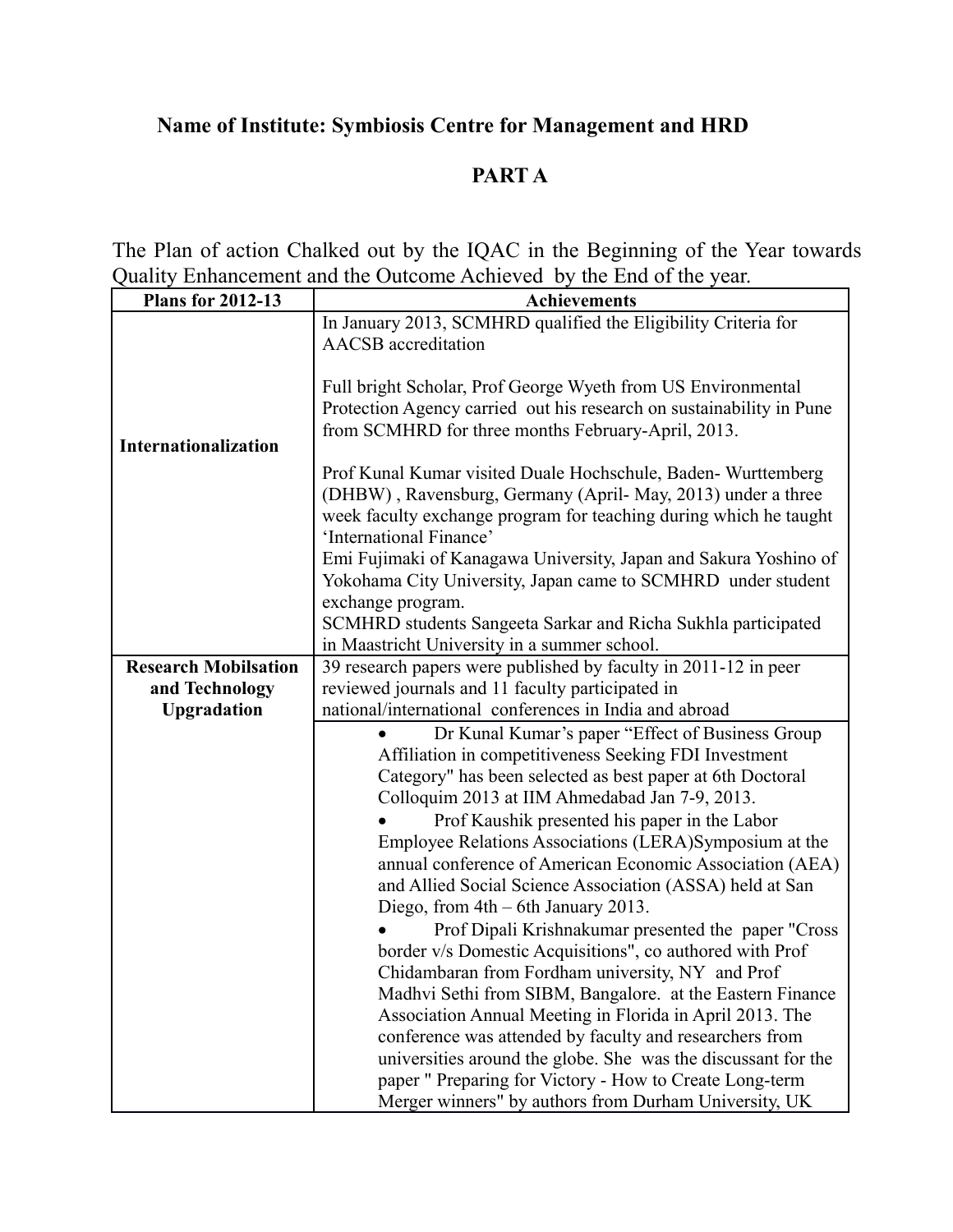## Name of Institute: Symbiosis Centre for Management and HRD

## PART A

The Plan of action Chalked out by the IQAC in the Beginning of the Year towards Quality Enhancement and the Outcome Achieved by the End of the year.

| Plans for 2012-13 | Achievements |
|---|---|
| **Internationalization** | In January 2013, SCMHRD qualified the Eligibility Criteria for AACSB accreditation<br><br>Full bright Scholar, Prof George Wyeth from US Environmental Protection Agency carried out his research on sustainability in Pune from SCMHRD for three months February-April, 2013.<br><br>Prof Kunal Kumar visited Duale Hochschule, Baden- Wurttemberg (DHBW) , Ravensburg, Germany (April- May, 2013) under a three week faculty exchange program for teaching during which he taught 'International Finance'<br>Emi Fujimaki of Kanagawa University, Japan and Sakura Yoshino of Yokohama City University, Japan came to SCMHRD under student exchange program.<br>SCMHRD students Sangeeta Sarkar and Richa Sukhla participated in Maastricht University in a summer school. |
| **Research Mobilsation and Technology Upgradation** | 39 research papers were published by faculty in 2011-12 in peer reviewed journals and 11 faculty participated in national/international conferences in India and abroad |
| | • Dr Kunal Kumar's paper "Effect of Business Group Affiliation in competitiveness Seeking FDI Investment Category" has been selected as best paper at 6th Doctoral Colloquim 2013 at IIM Ahmedabad Jan 7-9, 2013.<br>• Prof Kaushik presented his paper in the Labor Employee Relations Associations (LERA)Symposium at the annual conference of American Economic Association (AEA) and Allied Social Science Association (ASSA) held at San Diego, from 4th – 6th January 2013.<br>• Prof Dipali Krishnakumar presented the paper "Cross border v/s Domestic Acquisitions", co authored with Prof Chidambaran from Fordham university, NY and Prof Madhvi Sethi from SIBM, Bangalore. at the Eastern Finance Association Annual Meeting in Florida in April 2013. The conference was attended by faculty and researchers from universities around the globe. She was the discussant for the paper " Preparing for Victory - How to Create Long-term Merger winners" by authors from Durham University, UK |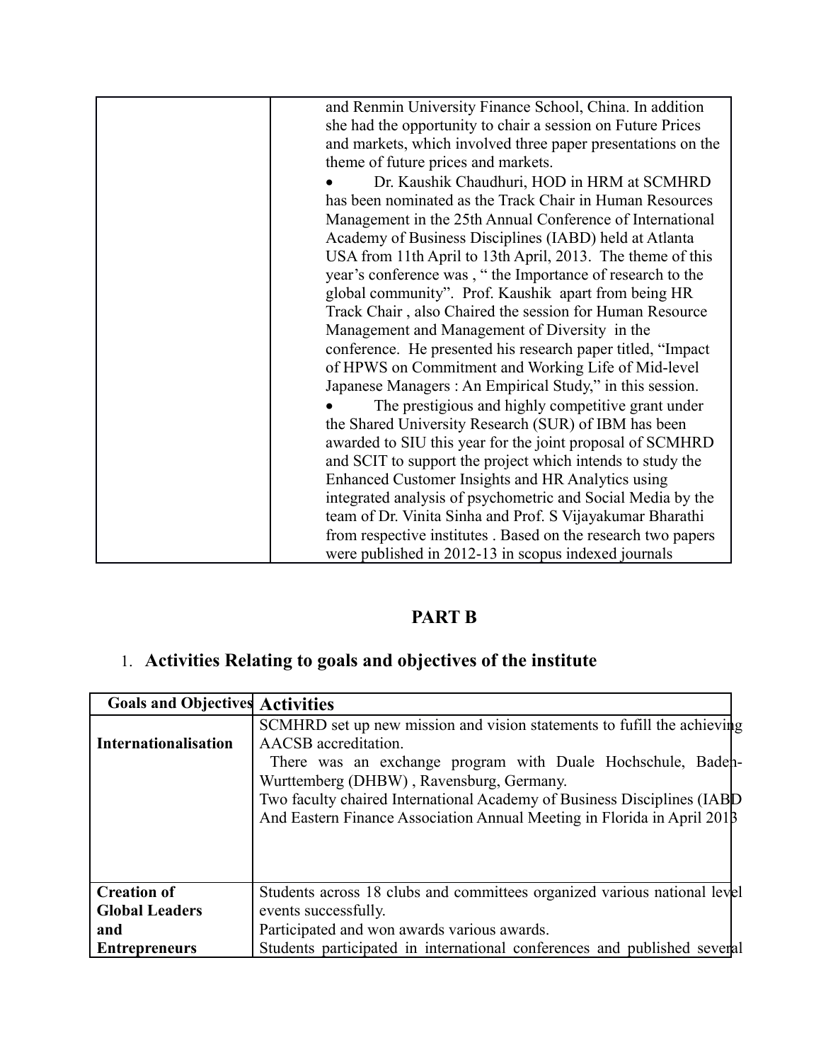| | |
|---|---|
| | and Renmin University Finance School, China. In addition she had the opportunity to chair a session on Future Prices and markets, which involved three paper presentations on the theme of future prices and markets.<br>• Dr. Kaushik Chaudhuri, HOD in HRM at SCMHRD has been nominated as the Track Chair in Human Resources Management in the 25th Annual Conference of International Academy of Business Disciplines (IABD) held at Atlanta USA from 11th April to 13th April, 2013. The theme of this year's conference was , " the Importance of research to the global community". Prof. Kaushik apart from being HR Track Chair , also Chaired the session for Human Resource Management and Management of Diversity in the conference. He presented his research paper titled, "Impact of HPWS on Commitment and Working Life of Mid-level Japanese Managers : An Empirical Study," in this session.<br>• The prestigious and highly competitive grant under the Shared University Research (SUR) of IBM has been awarded to SIU this year for the joint proposal of SCMHRD and SCIT to support the project which intends to study the Enhanced Customer Insights and HR Analytics using integrated analysis of psychometric and Social Media by the team of Dr. Vinita Sinha and Prof. S Vijayakumar Bharathi from respective institutes . Based on the research two papers were published in 2012-13 in scopus indexed journals |

## PART B

### 1. Activities Relating to goals and objectives of the institute

| Goals and Objectives | Activities |
|---|---|
| **Internationalisation** | SCMHRD set up new mission and vision statements to fufill the achieving AACSB accreditation.<br>There was an exchange program with Duale Hochschule, Baden-Wurttemberg (DHBW) , Ravensburg, Germany.<br>Two faculty chaired International Academy of Business Disciplines (IABD And Eastern Finance Association Annual Meeting in Florida in April 2013 |
| **Creation of Global Leaders and Entrepreneurs** | Students across 18 clubs and committees organized various national level events successfully.<br>Participated and won awards various awards.<br>Students participated in international conferences and published several |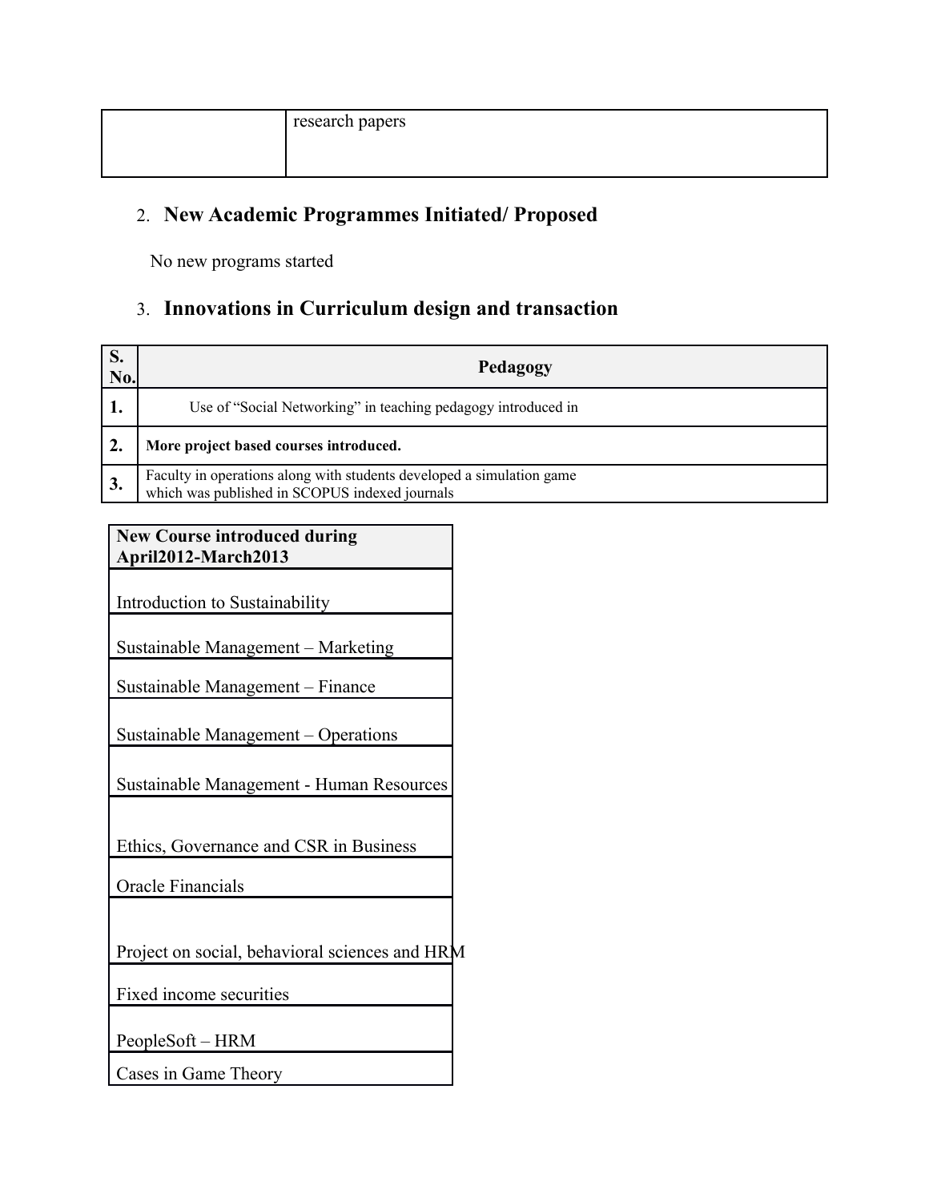| | research papers |
|---|---|

## 2. New Academic Programmes Initiated/ Proposed

No new programs started

## 3. Innovations in Curriculum design and transaction

| S. No. | Pedagogy |
|---|---|
| 1. | Use of "Social Networking" in teaching pedagogy introduced in |
| 2. | **More project based courses introduced.** |
| 3. | Faculty in operations along with students developed a simulation game which was published in SCOPUS indexed journals |

| New Course introduced during April2012-March2013 |
|---|
| Introduction to Sustainability |
| Sustainable Management – Marketing |
| Sustainable Management – Finance |
| Sustainable Management – Operations |
| Sustainable Management - Human Resources |
| Ethics, Governance and CSR in Business |
| Oracle Financials |
| Project on social, behavioral sciences and HRM |
| Fixed income securities |
| PeopleSoft – HRM |
| Cases in Game Theory |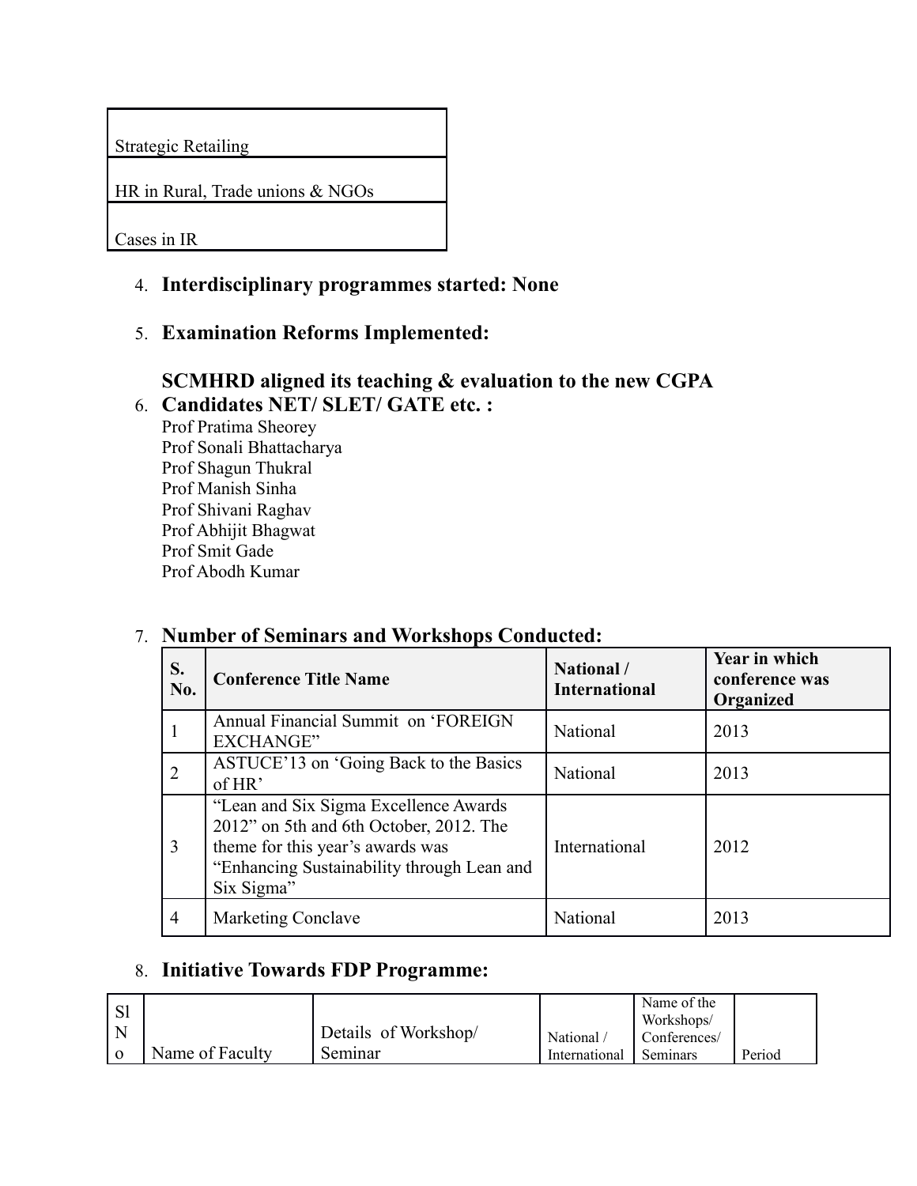| Strategic Retailing |
|---|
| HR in Rural, Trade unions & NGOs |
| Cases in IR |

4. **Interdisciplinary programmes started: None**

5. **Examination Reforms Implemented:**

   **SCMHRD aligned its teaching & evaluation to the new CGPA**

6. **Candidates NET/ SLET/ GATE etc. :**

   Prof Pratima Sheorey
   Prof Sonali Bhattacharya
   Prof Shagun Thukral
   Prof Manish Sinha
   Prof Shivani Raghav
   Prof Abhijit Bhagwat
   Prof Smit Gade
   Prof Abodh Kumar

7. **Number of Seminars and Workshops Conducted:**

| S. No. | Conference Title Name | National / International | Year in which conference was Organized |
|---|---|---|---|
| 1 | Annual Financial Summit on 'FOREIGN EXCHANGE" | National | 2013 |
| 2 | ASTUCE'13 on 'Going Back to the Basics of HR' | National | 2013 |
| 3 | "Lean and Six Sigma Excellence Awards 2012" on 5th and 6th October, 2012. The theme for this year's awards was "Enhancing Sustainability through Lean and Six Sigma" | International | 2012 |
| 4 | Marketing Conclave | National | 2013 |

8. **Initiative Towards FDP Programme:**

| Sl No | Name of Faculty | Details of Workshop/ Seminar | National / International | Name of the Workshops/ Conferences/ Seminars | Period |
|---|---|---|---|---|---|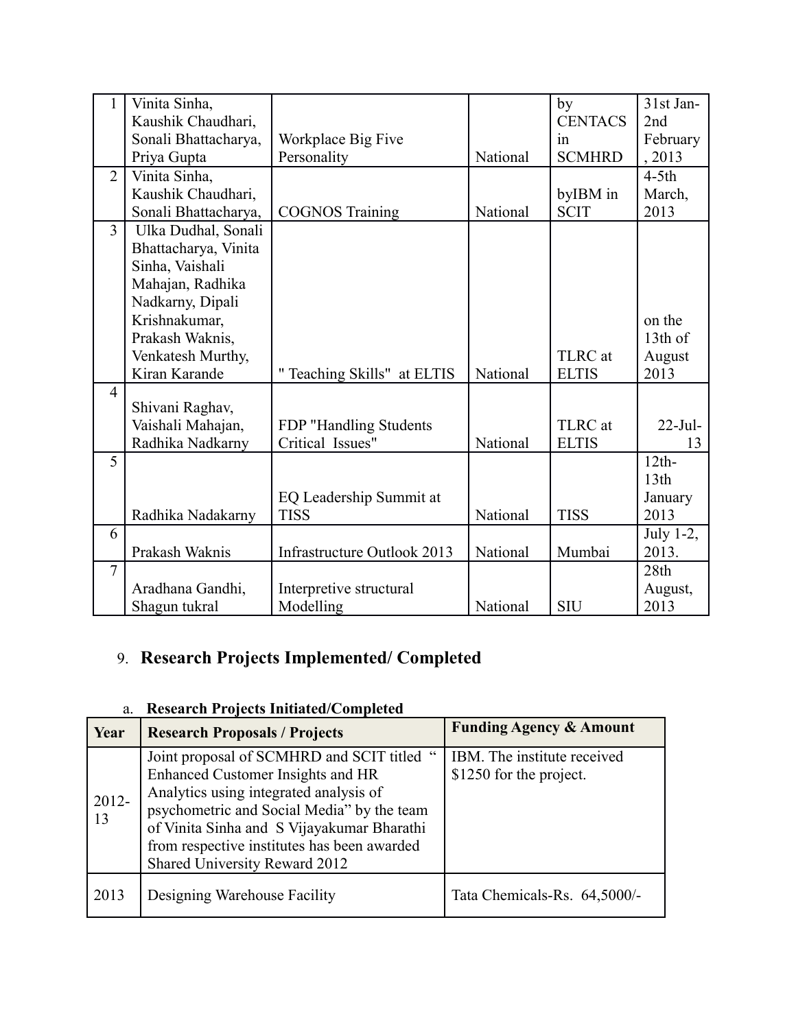| 1 | Vinita Sinha, Kaushik Chaudhari, Sonali Bhattacharya, Priya Gupta | Workplace Big Five Personality | National | by CENTACS in SCMHRD | 31st Jan-2nd February , 2013 |
|---|---|---|---|---|---|
| 2 | Vinita Sinha, Kaushik Chaudhari, Sonali Bhattacharya, | COGNOS Training | National | byIBM in SCIT | 4-5th March, 2013 |
| 3 | Ulka Dudhal, Sonali Bhattacharya, Vinita Sinha, Vaishali Mahajan, Radhika Nadkarny, Dipali Krishnakumar, Prakash Waknis, Venkatesh Murthy, Kiran Karande | " Teaching Skills" at ELTIS | National | TLRC at ELTIS | on the 13th of August 2013 |
| 4 | Shivani Raghav, Vaishali Mahajan, Radhika Nadkarny | FDP "Handling Students Critical Issues" | National | TLRC at ELTIS | 22-Jul-13 |
| 5 | Radhika Nadakarny | EQ Leadership Summit at TISS | National | TISS | 12th-13th January 2013 |
| 6 | Prakash Waknis | Infrastructure Outlook 2013 | National | Mumbai | July 1-2, 2013. |
| 7 | Aradhana Gandhi, Shagun tukral | Interpretive structural Modelling | National | SIU | 28th August, 2013 |

## 9. Research Projects Implemented/ Completed

### a. Research Projects Initiated/Completed

| Year | Research Proposals / Projects | Funding Agency & Amount |
|---|---|---|
| 2012-13 | Joint proposal of SCMHRD and SCIT titled " Enhanced Customer Insights and HR Analytics using integrated analysis of psychometric and Social Media" by the team of Vinita Sinha and S Vijayakumar Bharathi from respective institutes has been awarded Shared University Reward 2012 | IBM. The institute received $1250 for the project. |
| 2013 | Designing Warehouse Facility | Tata Chemicals-Rs. 64,5000/- |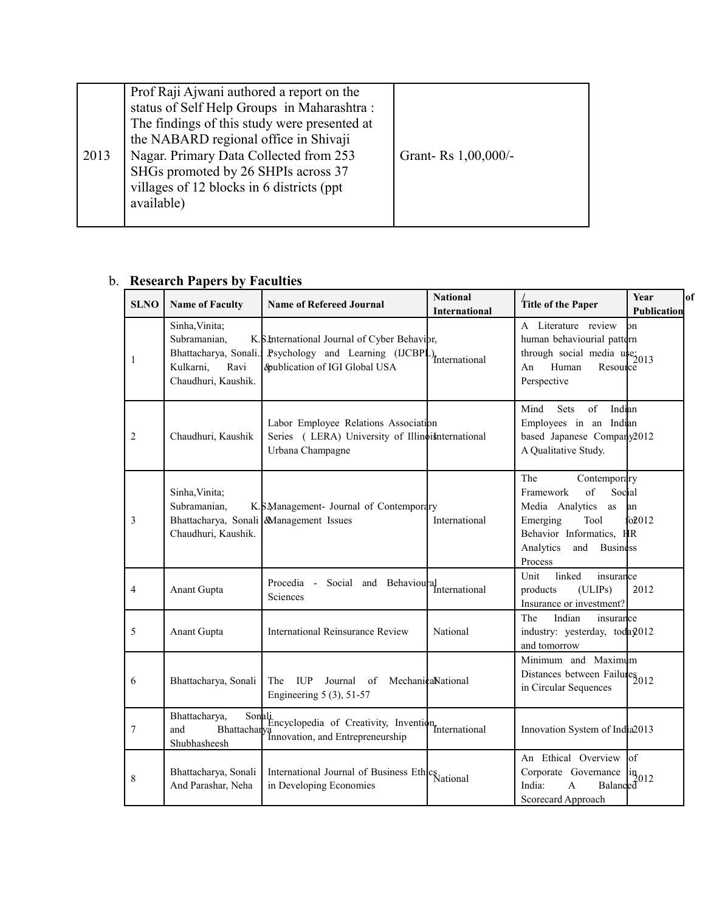| 2013 | Prof Raji Ajwani authored a report on the status of Self Help Groups in Maharashtra : The findings of this study were presented at the NABARD regional office in Shivaji Nagar. Primary Data Collected from 253 SHGs promoted by 26 SHPIs across 37 villages of 12 blocks in 6 districts (ppt available) | Grant- Rs 1,00,000/- |
|---|---|---|

b. **Research Papers by Faculties**

| SLNO | Name of Faculty | Name of Refereed Journal | National / International | Title of the Paper | Year of Publication |
|---|---|---|---|---|---|
| 1 | Sinha,Vinita; Subramanian, K.S.; Bhattacharya, Sonali.; Kulkarni, Ravi & Chaudhuri, Kaushik. | International Journal of Cyber Behavior, Psychology and Learning (IJCBPL), publication of IGI Global USA | International | A Literature review on human behaviourial pattern through social media use; An Human Resource Perspective | 2013 |
| 2 | Chaudhuri, Kaushik | Labor Employee Relations Association Series ( LERA) University of Illinois Urbana Champagne | International | Mind Sets of Indian Employees in an Indian based Japanese Company A Qualitative Study. | 2012 |
| 3 | Sinha,Vinita; Subramanian, K.S.; Bhattacharya, Sonali & Chaudhuri, Kaushik. | Management- Journal of Contemporary Management Issues | International | The Contemporary Framework of Social Media Analytics as an Emerging Tool for Behavior Informatics, HR Analytics and Business Process | 2012 |
| 4 | Anant Gupta | Procedia - Social and Behavioural Sciences | International | Unit linked insurance products (ULIPs) Insurance or investment? | 2012 |
| 5 | Anant Gupta | International Reinsurance Review | National | The Indian insurance industry: yesterday, today and tomorrow | 2012 |
| 6 | Bhattacharya, Sonali | The IUP Journal of Mechanical Engineering 5 (3), 51-57 | National | Minimum and Maximum Distances between Failures in Circular Sequences | 2012 |
| 7 | Bhattacharya, Sonali and Bhattacharya Shubhasheesh | Encyclopedia of Creativity, Invention, Innovation, and Entrepreneurship | International | Innovation System of India | 2013 |
| 8 | Bhattacharya, Sonali And Parashar, Neha | International Journal of Business Ethics in Developing Economies | National | An Ethical Overview of Corporate Governance in India: A Balanced Scorecard Approach | 2012 |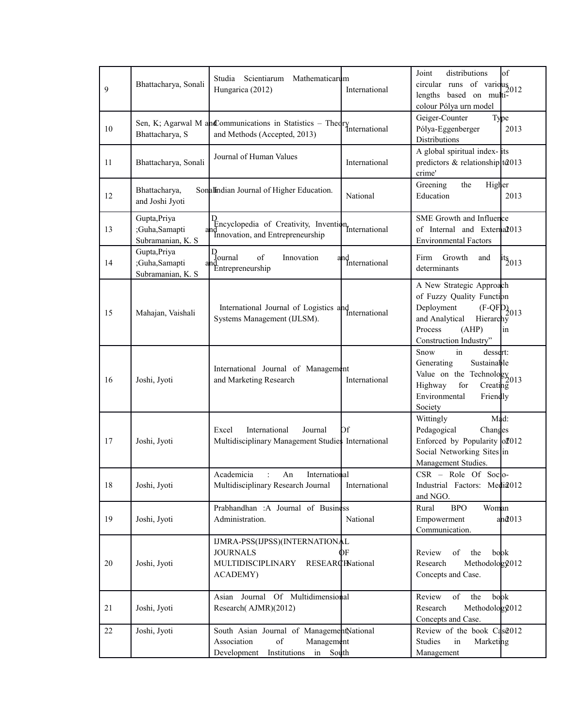| 9 | Bhattacharya, Sonali | Studia Scientiarum Mathematicarum Hungarica (2012) | International | Joint distributions of circular runs of various lengths based on multi-colour Pólya urn model | 2012 |
|---|---|---|---|---|---|
| 10 | Sen, K; Agarwal M and Bhattacharya, S | Communications in Statistics – Theory and Methods (Accepted, 2013) | International | Geiger-Counter Type Pólya-Eggenberger Distributions | 2013 |
| 11 | Bhattacharya, Sonali | Journal of Human Values | International | A global spiritual index- its predictors & relationship to crime' | 2013 |
| 12 | Bhattacharya, Sonali and Joshi Jyoti | Indian Journal of Higher Education. | National | Greening the Higher Education | 2013 |
| 13 | Gupta,Priya D ;Guha,Samapti and Subramanian, K. S | Encyclopedia of Creativity, Invention, Innovation, and Entrepreneurship | International | SME Growth and Influence of Internal and External Environmental Factors | 2013 |
| 14 | Gupta,Priya D ;Guha,Samapti and Subramanian, K. S | Journal of Innovation and Entrepreneurship | International | Firm Growth and its determinants | 2013 |
| 15 | Mahajan, Vaishali | International Journal of Logistics and Systems Management (IJLSM). | International | A New Strategic Approach of Fuzzy Quality Function Deployment (F-QFD) and Analytical Hierarchy Process (AHP) in Construction Industry” | 2013 |
| 16 | Joshi, Jyoti | International Journal of Management and Marketing Research | International | Snow in dessert: Generating Sustainable Value on the Technology Highway for Creating Environmental Friendly Society | 2013 |
| 17 | Joshi, Jyoti | Excel International Journal Of Multidisciplinary Management Studies | International | Wittingly Mad: Pedagogical Changes Enforced by Popularity of Social Networking Sites in Management Studies. | 2012 |
| 18 | Joshi, Jyoti | Academicia : An International Multidisciplinary Research Journal | International | CSR – Role Of Socio-Industrial Factors: Media and NGO. | 2012 |
| 19 | Joshi, Jyoti | Prabhandhan :A Journal of Business Administration. | National | Rural BPO Woman Empowerment and Communication. | 2013 |
| 20 | Joshi, Jyoti | IJMRA-PSS(IJPSS)(INTERNATIONAL JOURNALS OF MULTIDISCIPLINARY RESEARCH ACADEMY) | National | Review of the book Research Methodology Concepts and Case. | 2012 |
| 21 | Joshi, Jyoti | Asian Journal Of Multidimensional Research( AJMR)(2012) | | Review of the book Research Methodology Concepts and Case. | 2012 |
| 22 | Joshi, Jyoti | South Asian Journal of Management Association of Management Development Institutions in South | National | Review of the book Case Studies in Marketing Management | 2012 |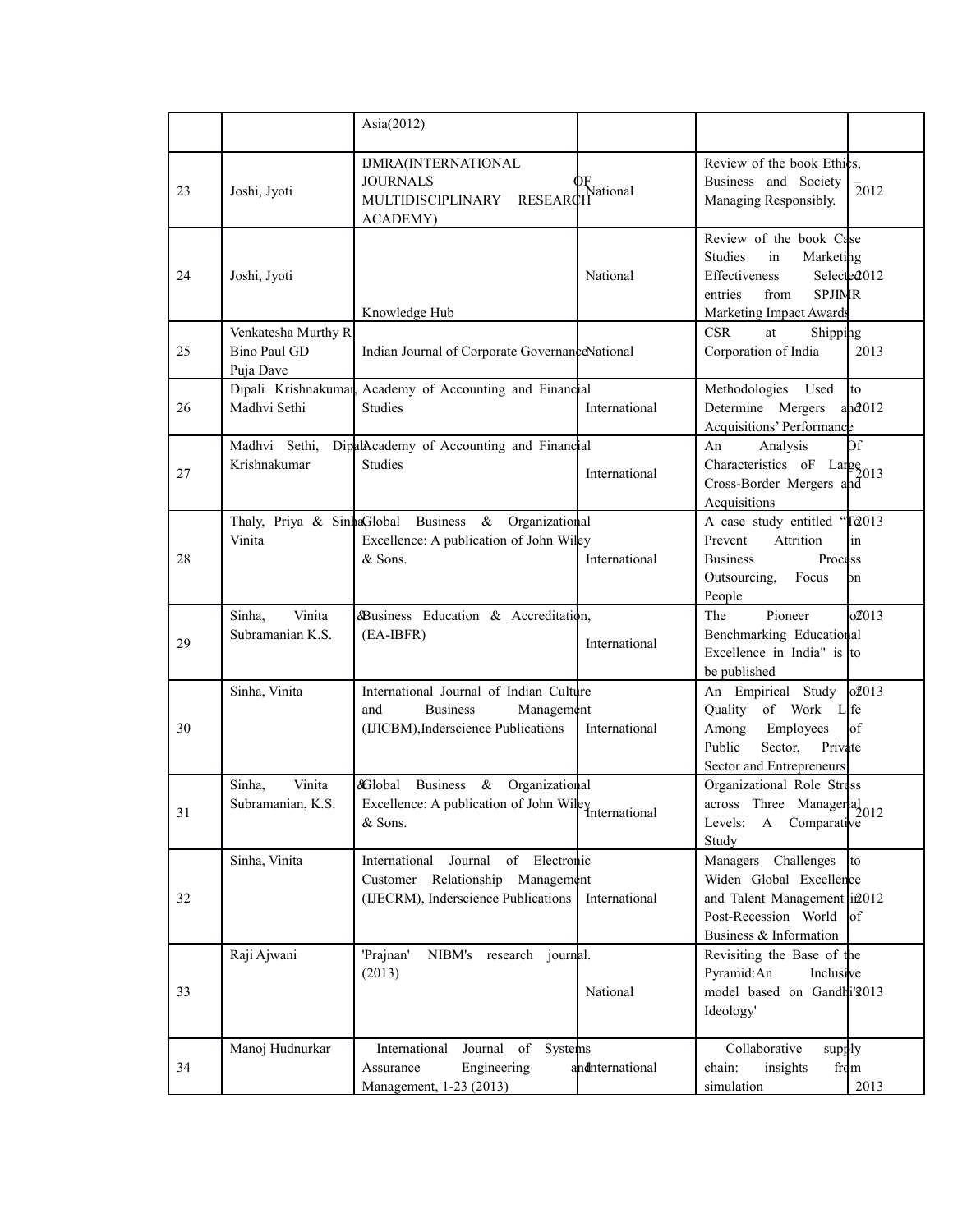| | | Asia(2012) | | | |
|---|---|---|---|---|---|
| 23 | Joshi, Jyoti | IJMRA(INTERNATIONAL JOURNALS OF MULTIDISCIPLINARY RESEARCH ACADEMY) | National | Review of the book Ethics, Business and Society – Managing Responsibly. | 2012 |
| 24 | Joshi, Jyoti | Knowledge Hub | National | Review of the book Case Studies in Marketing Effectiveness Selected entries from SPJIMR Marketing Impact Awards | 2012 |
| 25 | Venkatesha Murthy R Bino Paul GD Puja Dave | Indian Journal of Corporate Governance | National | CSR at Shipping Corporation of India | 2013 |
| 26 | Dipali Krishnakumar, Madhvi Sethi | Academy of Accounting and Financial Studies | International | Methodologies Used to Determine Mergers and Acquisitions' Performance | 2012 |
| 27 | Madhvi Sethi, Dipali Krishnakumar | Academy of Accounting and Financial Studies | International | An Analysis Of Characteristics oF Large Cross-Border Mergers and Acquisitions | 2013 |
| 28 | Thaly, Priya & Sinha Vinita | Global Business & Organizational Excellence: A publication of John Wiley & Sons. | International | A case study entitled "To Prevent Attrition in Business Process Outsourcing, Focus on People | 2013 |
| 29 | Sinha, Vinita & Subramanian K.S. | Business Education & Accreditation, (EA-IBFR) | International | The Pioneer of Benchmarking Educational Excellence in India" is to be published | 2013 |
| 30 | Sinha, Vinita | International Journal of Indian Culture and Business Management (IJICBM),Inderscience Publications | International | An Empirical Study of Quality of Work Life Among Employees of Public Sector, Private Sector and Entrepreneurs | 2013 |
| 31 | Sinha, Vinita & Subramanian, K.S. | Global Business & Organizational Excellence: A publication of John Wiley & Sons. | International | Organizational Role Stress across Three Managerial Levels: A Comparative Study | 2012 |
| 32 | Sinha, Vinita | International Journal of Electronic Customer Relationship Management (IJECRM), Inderscience Publications | International | Managers Challenges to Widen Global Excellence and Talent Management in Post-Recession World of Business & Information | 2012 |
| 33 | Raji Ajwani | 'Prajnan' NIBM's research journal. (2013) | National | Revisiting the Base of the Pyramid:An Inclusive model based on Gandhi's Ideology' | 2013 |
| 34 | Manoj Hudnurkar | International Journal of Systems Assurance Engineering and Management, 1-23 (2013) | International | Collaborative supply chain: insights from simulation | 2013 |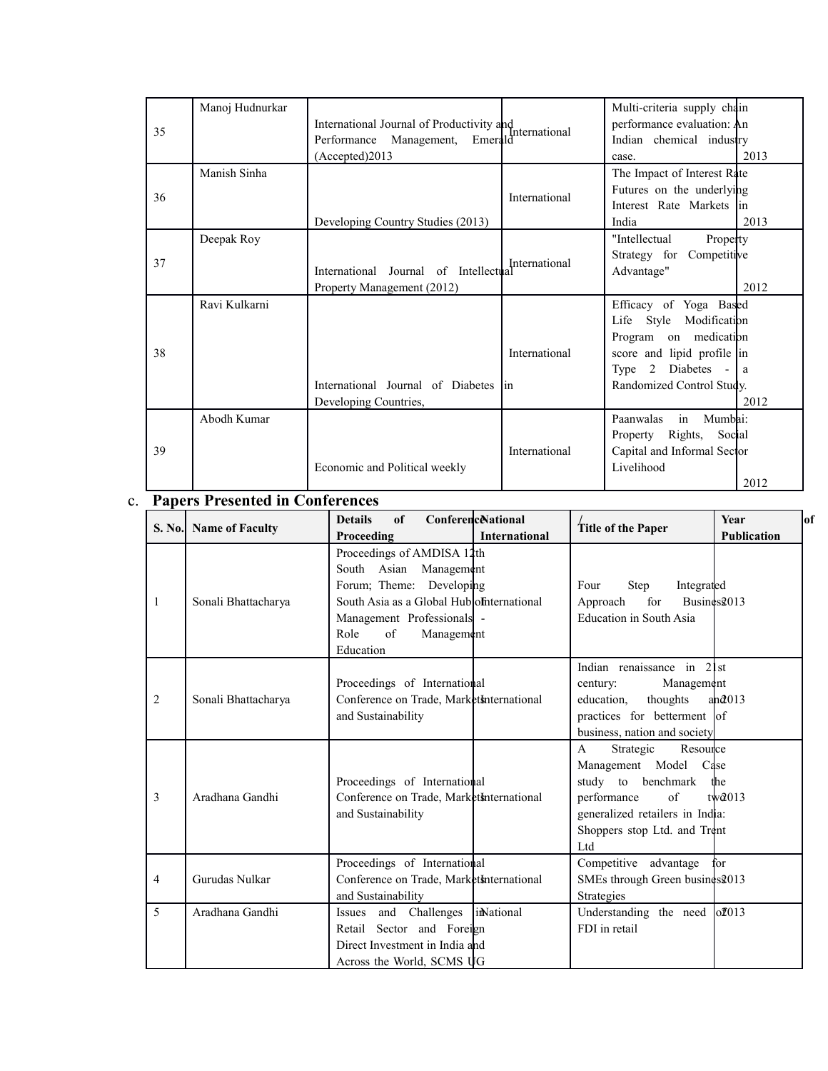| 35 | Manoj Hudnurkar | International Journal of Productivity and Performance Management, Emerald (Accepted)2013 | International | Multi-criteria supply chain performance evaluation: An Indian chemical industry case. | 2013 |
|---|---|---|---|---|---|
| 36 | Manish Sinha | Developing Country Studies (2013) | International | The Impact of Interest Rate Futures on the underlying Interest Rate Markets in India | 2013 |
| 37 | Deepak Roy | International Journal of Intellectual Property Management (2012) | International | "Intellectual Property Strategy for Competitive Advantage" | 2012 |
| 38 | Ravi Kulkarni | International Journal of Diabetes in Developing Countries, | International | Efficacy of Yoga Based Life Style Modification Program on medication score and lipid profile in Type 2 Diabetes - a Randomized Control Study. | 2012 |
| 39 | Abodh Kumar | Economic and Political weekly | International | Paanwalas in Mumbai: Property Rights, Social Capital and Informal Sector Livelihood | 2012 |

c. **Papers Presented in Conferences**

| S. No. | Name of Faculty | Details of Conference Proceeding | National / International | Title of the Paper | Year of Publication |
|---|---|---|---|---|---|
| 1 | Sonali Bhattacharya | Proceedings of AMDISA 12th South Asian Management Forum; Theme: Developing South Asia as a Global Hub of Management Professionals - Role of Management Education | International | Four Step Integrated Approach for Business Education in South Asia | 2013 |
| 2 | Sonali Bhattacharya | Proceedings of International Conference on Trade, Markets and Sustainability | International | Indian renaissance in 21st century: Management education, thoughts and practices for betterment of business, nation and society | 2013 |
| 3 | Aradhana Gandhi | Proceedings of International Conference on Trade, Markets and Sustainability | International | A Strategic Resource Management Model Case study to benchmark the performance of two generalized retailers in India: Shoppers stop Ltd. and Trent Ltd | 2013 |
| 4 | Gurudas Nulkar | Proceedings of International Conference on Trade, Markets and Sustainability | International | Competitive advantage for SMEs through Green business Strategies | 2013 |
| 5 | Aradhana Gandhi | Issues and Challenges in Retail Sector and Foreign Direct Investment in India and Across the World, SCMS UG | National | Understanding the need of FDI in retail | 2013 |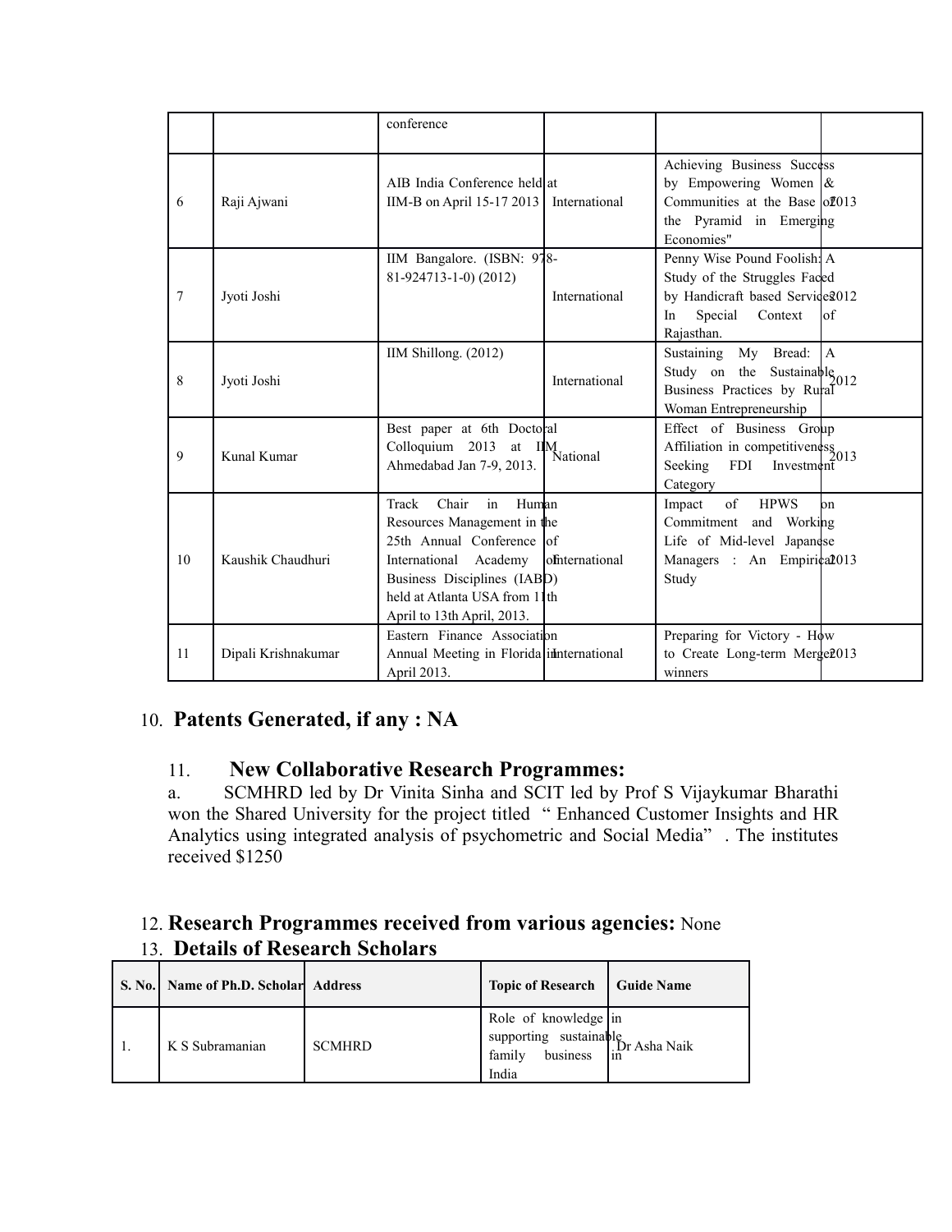| | | conference | | | |
|---|---|---|---|---|---|
| 6 | Raji Ajwani | AIB India Conference held at IIM-B on April 15-17 2013 | International | Achieving Business Success by Empowering Women & Communities at the Base of the Pyramid in Emerging Economies" | 2013 |
| 7 | Jyoti Joshi | IIM Bangalore. (ISBN: 978-81-924713-1-0) (2012) | International | Penny Wise Pound Foolish: A Study of the Struggles Faced by Handicraft based Services In Special Context of Rajasthan. | 2012 |
| 8 | Jyoti Joshi | IIM Shillong. (2012) | International | Sustaining My Bread: A Study on the Sustainable Business Practices by Rural Woman Entrepreneurship | 2012 |
| 9 | Kunal Kumar | Best paper at 6th Doctoral Colloquium 2013 at IIM Ahmedabad Jan 7-9, 2013. | National | Effect of Business Group Affiliation in competitiveness Seeking FDI Investment Category | 2013 |
| 10 | Kaushik Chaudhuri | Track Chair in Human Resources Management in the 25th Annual Conference of International Academy of Business Disciplines (IABD) held at Atlanta USA from 11th April to 13th April, 2013. | International | Impact of HPWS on Commitment and Working Life of Mid-level Japanese Managers : An Empirical Study | 2013 |
| 11 | Dipali Krishnakumar | Eastern Finance Association Annual Meeting in Florida in April 2013. | International | Preparing for Victory - How to Create Long-term Merger winners | 2013 |

10. **Patents Generated, if any : NA**

11. **New Collaborative Research Programmes:**

a. SCMHRD led by Dr Vinita Sinha and SCIT led by Prof S Vijaykumar Bharathi won the Shared University for the project titled " Enhanced Customer Insights and HR Analytics using integrated analysis of psychometric and Social Media" . The institutes received $1250

12. **Research Programmes received from various agencies:** None

13. **Details of Research Scholars**

| S. No. | Name of Ph.D. Scholar | Address | Topic of Research | Guide Name |
|---|---|---|---|---|
| 1. | K S Subramanian | SCMHRD | Role of knowledge in supporting sustainable family business in India | Dr Asha Naik |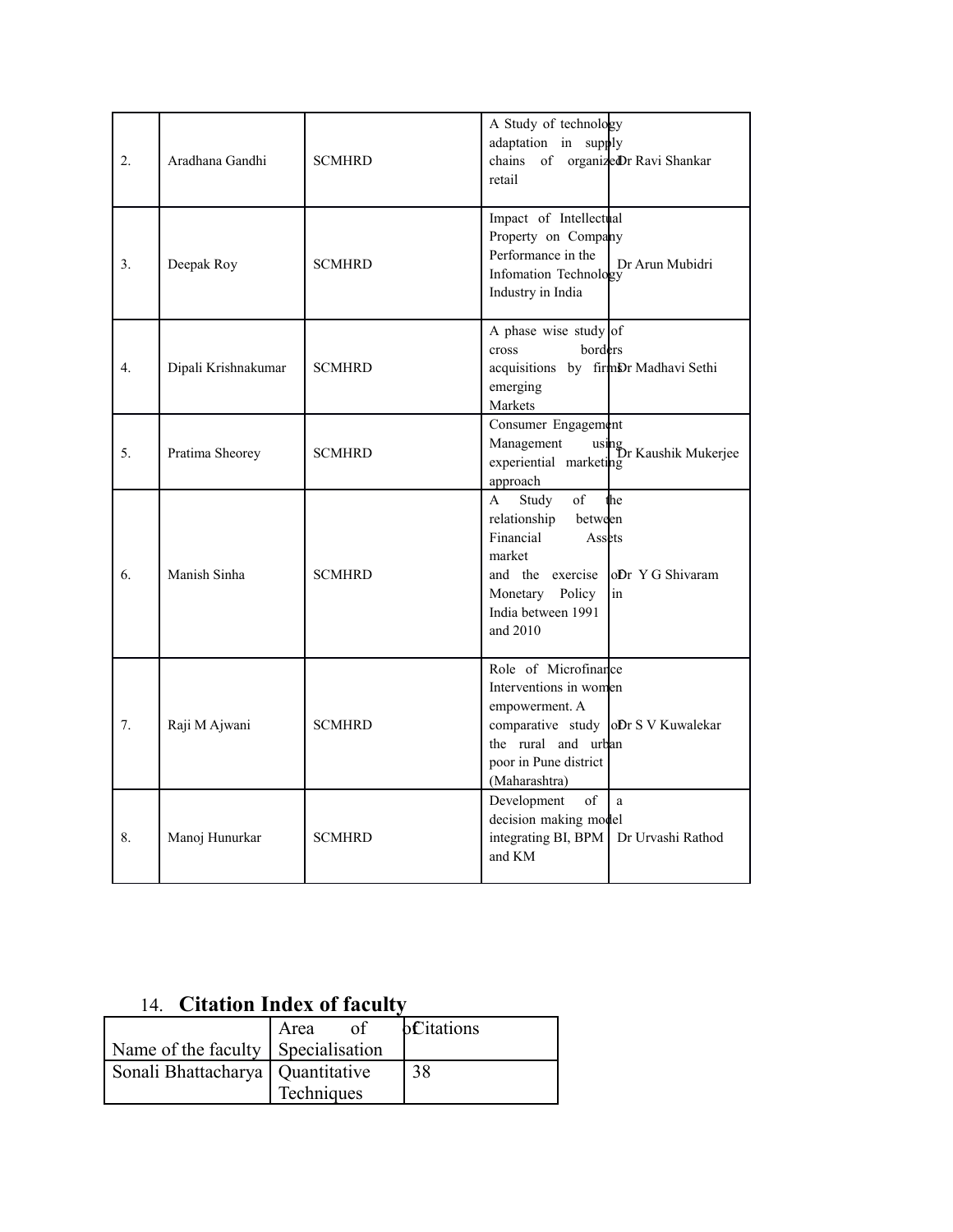| 2. | Aradhana Gandhi | SCMHRD | A Study of technology adaptation in supply chains of organized retail | Dr Ravi Shankar |
|---|---|---|---|---|
| 3. | Deepak Roy | SCMHRD | Impact of Intellectual Property on Company Performance in the Infomation Technology Industry in India | Dr Arun Mubidri |
| 4. | Dipali Krishnakumar | SCMHRD | A phase wise study of cross borders acquisitions by firms emerging Markets | Dr Madhavi Sethi |
| 5. | Pratima Sheorey | SCMHRD | Consumer Engagement Management using experiential marketing approach | Dr Kaushik Mukerjee |
| 6. | Manish Sinha | SCMHRD | A Study of the relationship between Financial Assets market and the exercise of Monetary Policy in India between 1991 and 2010 | Dr Y G Shivaram |
| 7. | Raji M Ajwani | SCMHRD | Role of Microfinance Interventions in women empowerment. A comparative study of the rural and urban poor in Pune district (Maharashtra) | Dr S V Kuwalekar |
| 8. | Manoj Hunurkar | SCMHRD | Development of a decision making model integrating BI, BPM and KM | Dr Urvashi Rathod |

14. **Citation Index of faculty**

| Name of the faculty | Area of Specialisation | Citations |
|---|---|---|
| Sonali Bhattacharya | Quantitative Techniques | 38 |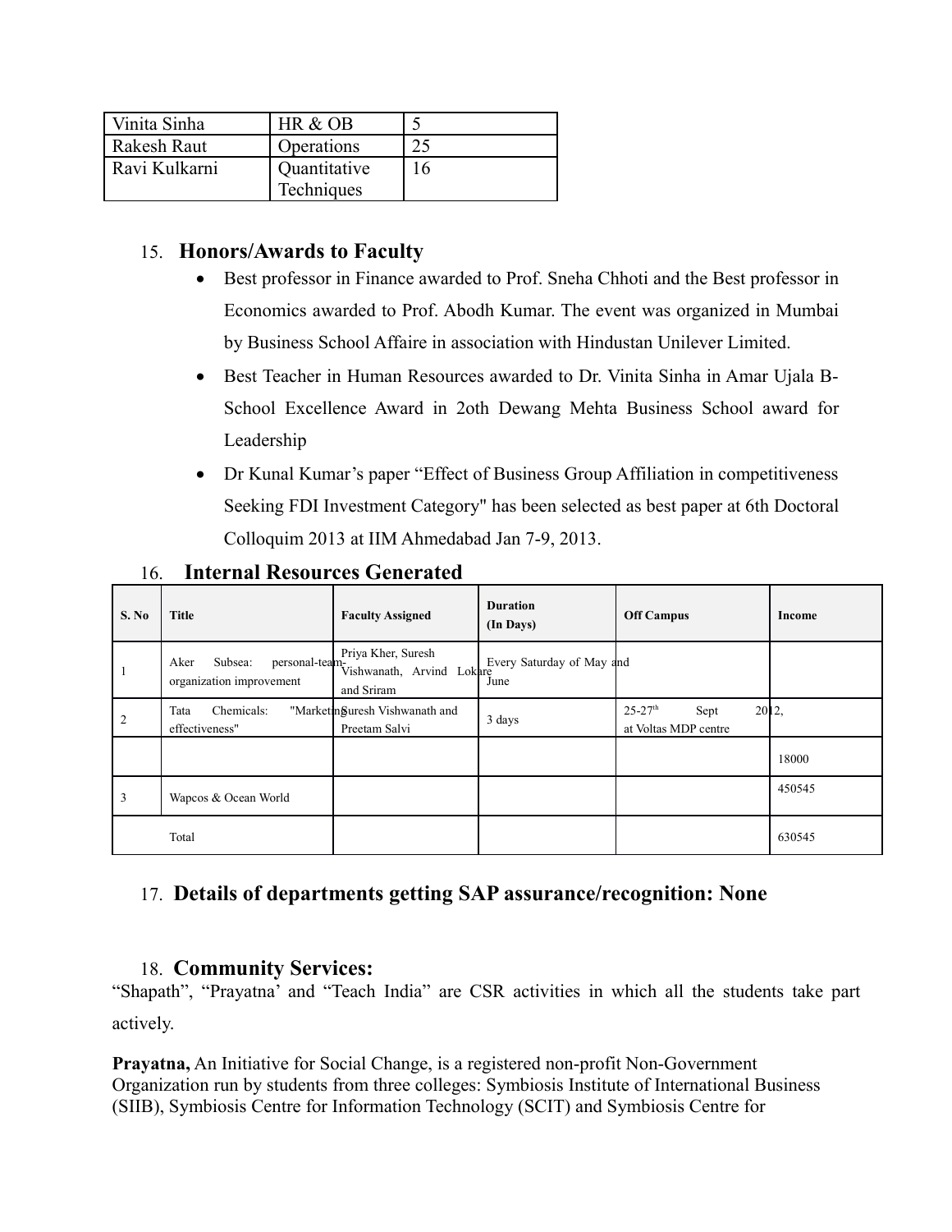| Vinita Sinha | HR & OB | 5 |
|---|---|---|
| Rakesh Raut | Operations | 25 |
| Ravi Kulkarni | Quantitative Techniques | 16 |

## 15. Honors/Awards to Faculty

- Best professor in Finance awarded to Prof. Sneha Chhoti and the Best professor in Economics awarded to Prof. Abodh Kumar. The event was organized in Mumbai by Business School Affaire in association with Hindustan Unilever Limited.
- Best Teacher in Human Resources awarded to Dr. Vinita Sinha in Amar Ujala B-School Excellence Award in 2oth Dewang Mehta Business School award for Leadership
- Dr Kunal Kumar's paper "Effect of Business Group Affiliation in competitiveness Seeking FDI Investment Category" has been selected as best paper at 6th Doctoral Colloquim 2013 at IIM Ahmedabad Jan 7-9, 2013.

## 16. Internal Resources Generated

| S. No | Title | Faculty Assigned | Duration (In Days) | Off Campus | Income |
|---|---|---|---|---|---|
| 1 | Aker Subsea: personal-team-organization improvement | Priya Kher, Suresh Vishwanath, Arvind Lokare and Sriram | Every Saturday of May and June | | |
| 2 | Tata Chemicals: "Marketing effectiveness" | Suresh Vishwanath and Preetam Salvi | 3 days | 25-27th Sept 2012, at Voltas MDP centre | |
| | | | | | 18000 |
| 3 | Wapcos & Ocean World | | | | 450545 |
| | Total | | | | 630545 |

## 17. Details of departments getting SAP assurance/recognition: None

## 18. Community Services:

"Shapath", "Prayatna' and "Teach India" are CSR activities in which all the students take part actively.

**Prayatna,** An Initiative for Social Change, is a registered non-profit Non-Government Organization run by students from three colleges: Symbiosis Institute of International Business (SIIB), Symbiosis Centre for Information Technology (SCIT) and Symbiosis Centre for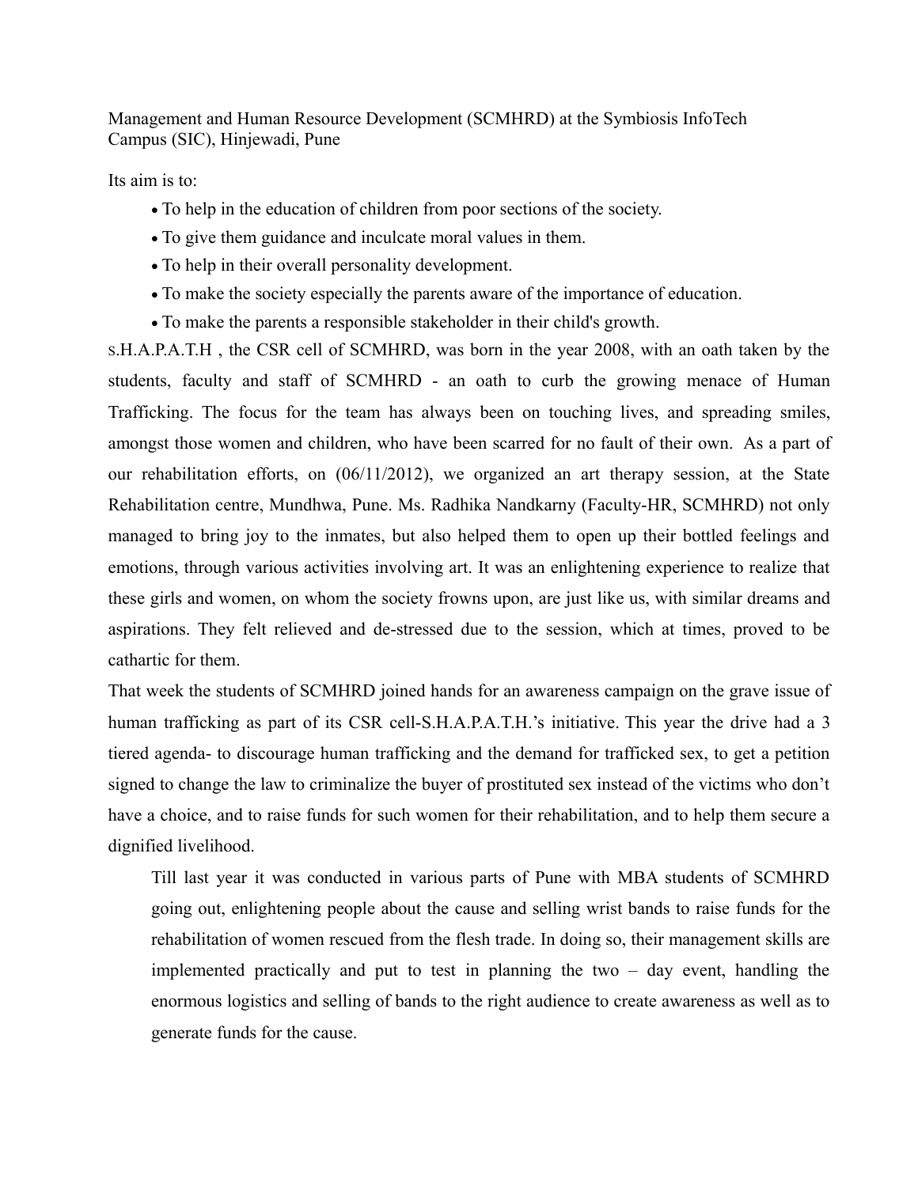Management and Human Resource Development (SCMHRD) at the Symbiosis InfoTech Campus (SIC), Hinjewadi, Pune

Its aim is to:

- To help in the education of children from poor sections of the society.
- To give them guidance and inculcate moral values in them.
- To help in their overall personality development.
- To make the society especially the parents aware of the importance of education.
- To make the parents a responsible stakeholder in their child's growth.

S.H.A.P.A.T.H , the CSR cell of SCMHRD, was born in the year 2008, with an oath taken by the students, faculty and staff of SCMHRD - an oath to curb the growing menace of Human Trafficking. The focus for the team has always been on touching lives, and spreading smiles, amongst those women and children, who have been scarred for no fault of their own. As a part of our rehabilitation efforts, on (06/11/2012), we organized an art therapy session, at the State Rehabilitation centre, Mundhwa, Pune. Ms. Radhika Nandkarny (Faculty-HR, SCMHRD) not only managed to bring joy to the inmates, but also helped them to open up their bottled feelings and emotions, through various activities involving art. It was an enlightening experience to realize that these girls and women, on whom the society frowns upon, are just like us, with similar dreams and aspirations. They felt relieved and de-stressed due to the session, which at times, proved to be cathartic for them.

That week the students of SCMHRD joined hands for an awareness campaign on the grave issue of human trafficking as part of its CSR cell-S.H.A.P.A.T.H.'s initiative. This year the drive had a 3 tiered agenda- to discourage human trafficking and the demand for trafficked sex, to get a petition signed to change the law to criminalize the buyer of prostituted sex instead of the victims who don't have a choice, and to raise funds for such women for their rehabilitation, and to help them secure a dignified livelihood.

> Till last year it was conducted in various parts of Pune with MBA students of SCMHRD going out, enlightening people about the cause and selling wrist bands to raise funds for the rehabilitation of women rescued from the flesh trade. In doing so, their management skills are implemented practically and put to test in planning the two – day event, handling the enormous logistics and selling of bands to the right audience to create awareness as well as to generate funds for the cause.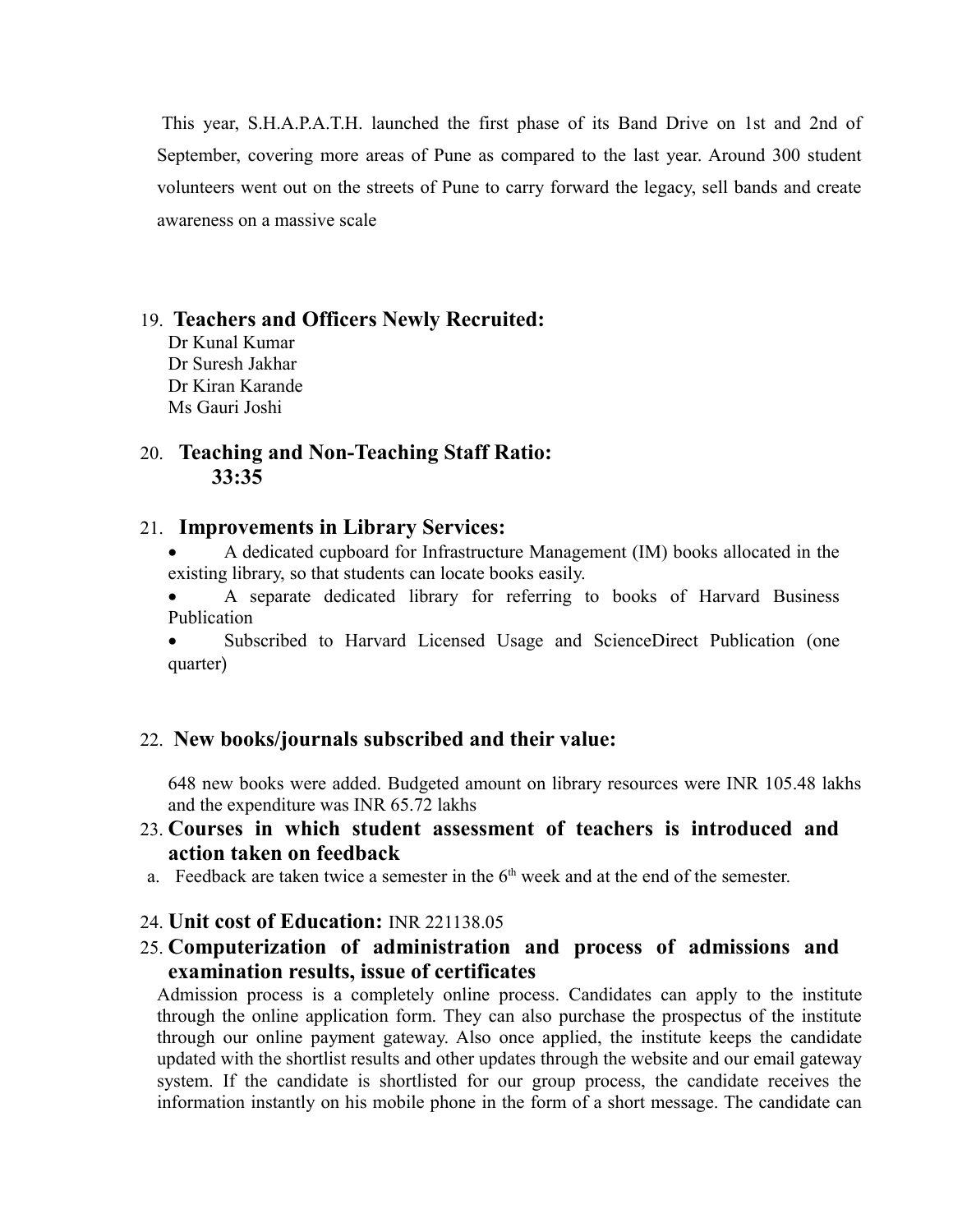This year, S.H.A.P.A.T.H. launched the first phase of its Band Drive on 1st and 2nd of September, covering more areas of Pune as compared to the last year. Around 300 student volunteers went out on the streets of Pune to carry forward the legacy, sell bands and create awareness on a massive scale

19. **Teachers and Officers Newly Recruited:**

    Dr Kunal Kumar
    Dr Suresh Jakhar
    Dr Kiran Karande
    Ms Gauri Joshi

20. **Teaching and Non-Teaching Staff Ratio:**

    **33:35**

21. **Improvements in Library Services:**

    - A dedicated cupboard for Infrastructure Management (IM) books allocated in the existing library, so that students can locate books easily.
    - A separate dedicated library for referring to books of Harvard Business Publication
    - Subscribed to Harvard Licensed Usage and ScienceDirect Publication (one quarter)

22. **New books/journals subscribed and their value:**

    648 new books were added. Budgeted amount on library resources were INR 105.48 lakhs and the expenditure was INR 65.72 lakhs

23. **Courses in which student assessment of teachers is introduced and action taken on feedback**

    a. Feedback are taken twice a semester in the 6th week and at the end of the semester.

24. **Unit cost of Education:** INR 221138.05

25. **Computerization of administration and process of admissions and examination results, issue of certificates**

    Admission process is a completely online process. Candidates can apply to the institute through the online application form. They can also purchase the prospectus of the institute through our online payment gateway. Also once applied, the institute keeps the candidate updated with the shortlist results and other updates through the website and our email gateway system. If the candidate is shortlisted for our group process, the candidate receives the information instantly on his mobile phone in the form of a short message. The candidate can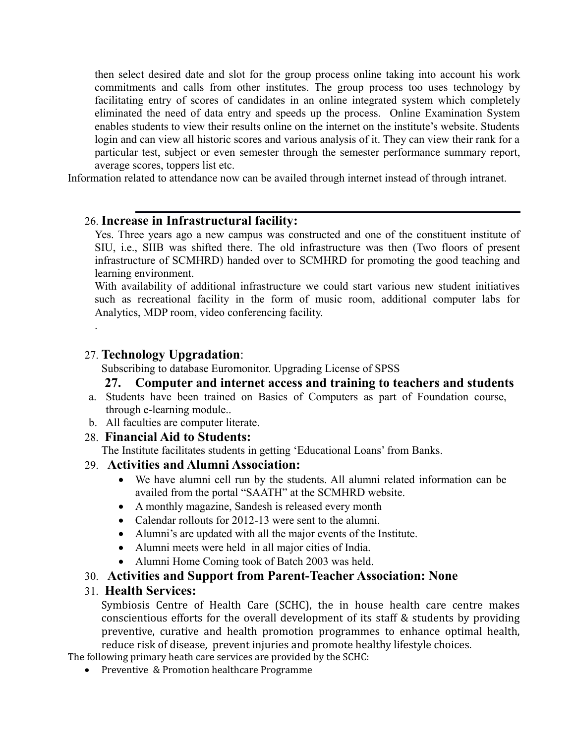then select desired date and slot for the group process online taking into account his work commitments and calls from other institutes. The group process too uses technology by facilitating entry of scores of candidates in an online integrated system which completely eliminated the need of data entry and speeds up the process. Online Examination System enables students to view their results online on the internet on the institute's website. Students login and can view all historic scores and various analysis of it. They can view their rank for a particular test, subject or even semester through the semester performance summary report, average scores, toppers list etc.

Information related to attendance now can be availed through internet instead of through intranet.

---

26. **Increase in Infrastructural facility:**

Yes. Three years ago a new campus was constructed and one of the constituent institute of SIU, i.e., SIIB was shifted there. The old infrastructure was then (Two floors of present infrastructure of SCMHRD) handed over to SCMHRD for promoting the good teaching and learning environment.

With availability of additional infrastructure we could start various new student initiatives such as recreational facility in the form of music room, additional computer labs for Analytics, MDP room, video conferencing facility.

.

27. **Technology Upgradation**:

Subscribing to database Euromonitor. Upgrading License of SPSS

**27. Computer and internet access and training to teachers and students**

a. Students have been trained on Basics of Computers as part of Foundation course, through e-learning module..
b. All faculties are computer literate.

28. **Financial Aid to Students:**

The Institute facilitates students in getting 'Educational Loans' from Banks.

29. **Activities and Alumni Association:**

- We have alumni cell run by the students. All alumni related information can be availed from the portal "SAATH" at the SCMHRD website.
- A monthly magazine, Sandesh is released every month
- Calendar rollouts for 2012-13 were sent to the alumni.
- Alumni's are updated with all the major events of the Institute.
- Alumni meets were held in all major cities of India.
- Alumni Home Coming took of Batch 2003 was held.

30. **Activities and Support from Parent-Teacher Association: None**

31. **Health Services:**

Symbiosis Centre of Health Care (SCHC), the in house health care centre makes conscientious efforts for the overall development of its staff & students by providing preventive, curative and health promotion programmes to enhance optimal health, reduce risk of disease, prevent injuries and promote healthy lifestyle choices.

The following primary heath care services are provided by the SCHC:

- Preventive & Promotion healthcare Programme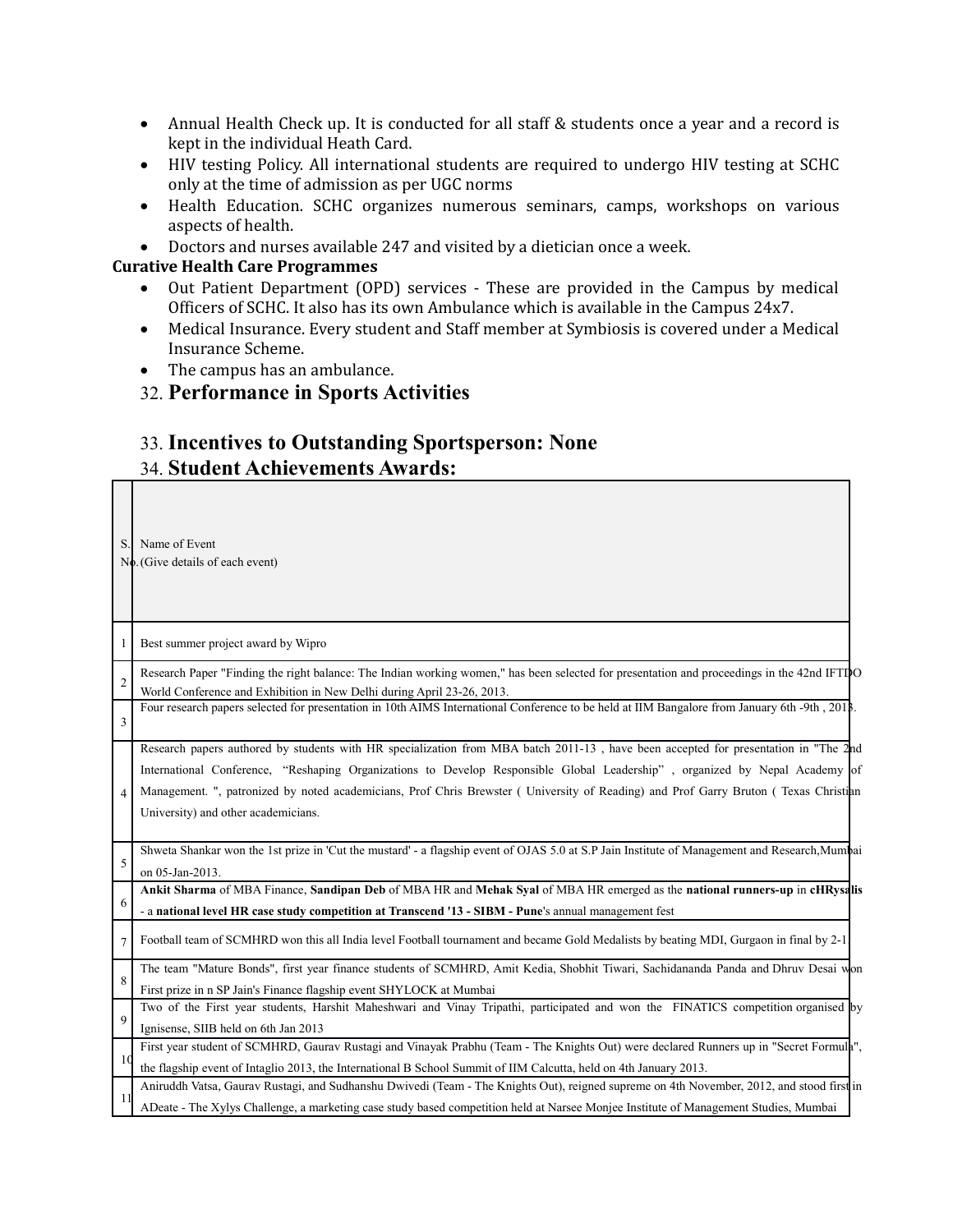- Annual Health Check up. It is conducted for all staff & students once a year and a record is kept in the individual Heath Card.
- HIV testing Policy. All international students are required to undergo HIV testing at SCHC only at the time of admission as per UGC norms
- Health Education. SCHC organizes numerous seminars, camps, workshops on various aspects of health.
- Doctors and nurses available 247 and visited by a dietician once a week.

**Curative Health Care Programmes**

- Out Patient Department (OPD) services - These are provided in the Campus by medical Officers of SCHC. It also has its own Ambulance which is available in the Campus 24x7.
- Medical Insurance. Every student and Staff member at Symbiosis is covered under a Medical Insurance Scheme.
- The campus has an ambulance.

## 32. Performance in Sports Activities

## 33. Incentives to Outstanding Sportsperson: None

## 34. Student Achievements Awards:

| S. No. | Name of Event (Give details of each event) |
|---|---|
| 1 | Best summer project award by Wipro |
| 2 | Research Paper "Finding the right balance: The Indian working women," has been selected for presentation and proceedings in the 42nd IFTDO World Conference and Exhibition in New Delhi during April 23-26, 2013. |
| 3 | Four research papers selected for presentation in 10th AIMS International Conference to be held at IIM Bangalore from January 6th -9th , 2013. |
| 4 | Research papers authored by students with HR specialization from MBA batch 2011-13 , have been accepted for presentation in "The 2nd International Conference, "Reshaping Organizations to Develop Responsible Global Leadership" , organized by Nepal Academy of Management. ", patronized by noted academicians, Prof Chris Brewster ( University of Reading) and Prof Garry Bruton ( Texas Christian University) and other academicians. |
| 5 | Shweta Shankar won the 1st prize in 'Cut the mustard' - a flagship event of OJAS 5.0 at S.P Jain Institute of Management and Research,Mumbai on 05-Jan-2013. |
| 6 | **Ankit Sharma** of MBA Finance, **Sandipan Deb** of MBA HR and **Mehak Syal** of MBA HR emerged as the **national runners-up** in **cHRysalis** - a **national level HR case study competition at Transcend '13 - SIBM - Pune**'s annual management fest |
| 7 | Football team of SCMHRD won this all India level Football tournament and became Gold Medalists by beating MDI, Gurgaon in final by 2-1 |
| 8 | The team "Mature Bonds", first year finance students of SCMHRD, Amit Kedia, Shobhit Tiwari, Sachidananda Panda and Dhruv Desai won First prize in n SP Jain's Finance flagship event SHYLOCK at Mumbai |
| 9 | Two of the First year students, Harshit Maheshwari and Vinay Tripathi, participated and won the FINATICS competition organised by Ignisense, SIIB held on 6th Jan 2013 |
| 10 | First year student of SCMHRD, Gaurav Rustagi and Vinayak Prabhu (Team - The Knights Out) were declared Runners up in "Secret Formula", the flagship event of Intaglio 2013, the International B School Summit of IIM Calcutta, held on 4th January 2013. |
| 11 | Aniruddh Vatsa, Gaurav Rustagi, and Sudhanshu Dwivedi (Team - The Knights Out), reigned supreme on 4th November, 2012, and stood first in ADeate - The Xylys Challenge, a marketing case study based competition held at Narsee Monjee Institute of Management Studies, Mumbai |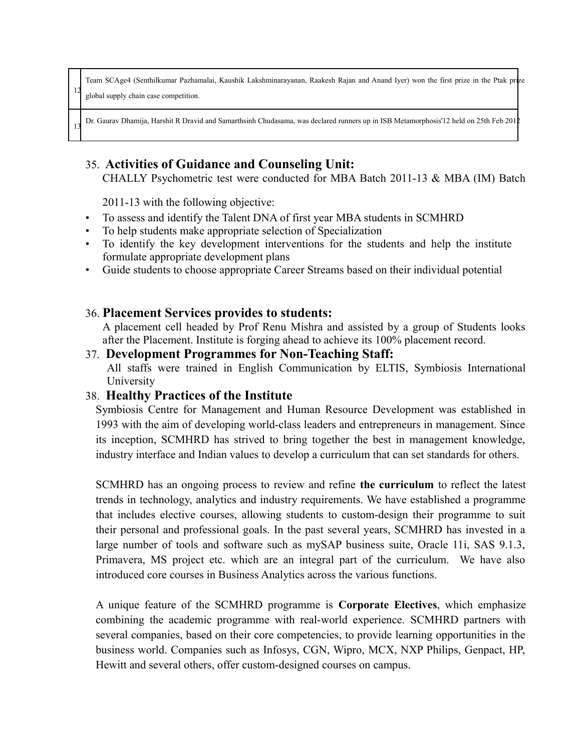| | |
|---|---|
| 12 | Team SCAge4 (Senthilkumar Pazhamalai, Kaushik Lakshminarayanan, Raakesh Rajan and Anand Iyer) won the first prize in the Ptak prize global supply chain case competition. |
| 13 | Dr. Gaurav Dhamija, Harshit R Dravid and Samarthsinh Chudasama, was declared runners up in ISB Metamorphosis'12 held on 25th Feb 2012 |

35. **Activities of Guidance and Counseling Unit:**

CHALLY Psychometric test were conducted for MBA Batch 2011-13 & MBA (IM) Batch 2011-13 with the following objective:

- To assess and identify the Talent DNA of first year MBA students in SCMHRD
- To help students make appropriate selection of Specialization
- To identify the key development interventions for the students and help the institute formulate appropriate development plans
- Guide students to choose appropriate Career Streams based on their individual potential

36. **Placement Services provides to students:**

A placement cell headed by Prof Renu Mishra and assisted by a group of Students looks after the Placement. Institute is forging ahead to achieve its 100% placement record.

37. **Development Programmes for Non-Teaching Staff:**

All staffs were trained in English Communication by ELTIS, Symbiosis International University

38. **Healthy Practices of the Institute**

Symbiosis Centre for Management and Human Resource Development was established in 1993 with the aim of developing world-class leaders and entrepreneurs in management. Since its inception, SCMHRD has strived to bring together the best in management knowledge, industry interface and Indian values to develop a curriculum that can set standards for others.

SCMHRD has an ongoing process to review and refine **the curriculum** to reflect the latest trends in technology, analytics and industry requirements. We have established a programme that includes elective courses, allowing students to custom-design their programme to suit their personal and professional goals. In the past several years, SCMHRD has invested in a large number of tools and software such as mySAP business suite, Oracle 11i, SAS 9.1.3, Primavera, MS project etc. which are an integral part of the curriculum. We have also introduced core courses in Business Analytics across the various functions.

A unique feature of the SCMHRD programme is **Corporate Electives**, which emphasize combining the academic programme with real-world experience. SCMHRD partners with several companies, based on their core competencies, to provide learning opportunities in the business world. Companies such as Infosys, CGN, Wipro, MCX, NXP Philips, Genpact, HP, Hewitt and several others, offer custom-designed courses on campus.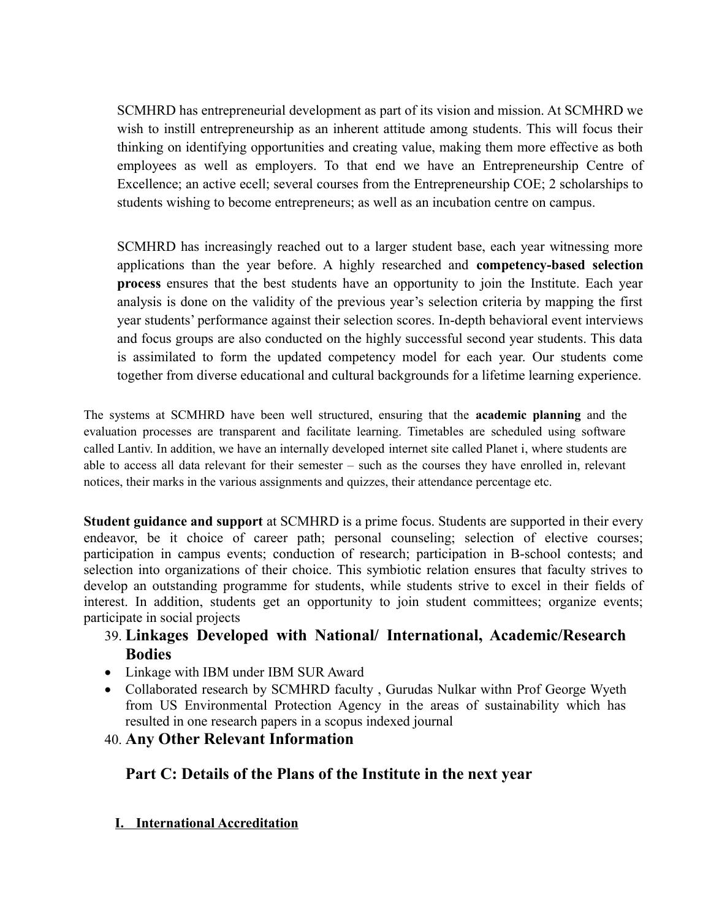SCMHRD has entrepreneurial development as part of its vision and mission. At SCMHRD we wish to instill entrepreneurship as an inherent attitude among students. This will focus their thinking on identifying opportunities and creating value, making them more effective as both employees as well as employers. To that end we have an Entrepreneurship Centre of Excellence; an active ecell; several courses from the Entrepreneurship COE; 2 scholarships to students wishing to become entrepreneurs; as well as an incubation centre on campus.

SCMHRD has increasingly reached out to a larger student base, each year witnessing more applications than the year before. A highly researched and **competency-based selection process** ensures that the best students have an opportunity to join the Institute. Each year analysis is done on the validity of the previous year's selection criteria by mapping the first year students' performance against their selection scores. In-depth behavioral event interviews and focus groups are also conducted on the highly successful second year students. This data is assimilated to form the updated competency model for each year. Our students come together from diverse educational and cultural backgrounds for a lifetime learning experience.

The systems at SCMHRD have been well structured, ensuring that the **academic planning** and the evaluation processes are transparent and facilitate learning. Timetables are scheduled using software called Lantiv. In addition, we have an internally developed internet site called Planet i, where students are able to access all data relevant for their semester – such as the courses they have enrolled in, relevant notices, their marks in the various assignments and quizzes, their attendance percentage etc.

**Student guidance and support** at SCMHRD is a prime focus. Students are supported in their every endeavor, be it choice of career path; personal counseling; selection of elective courses; participation in campus events; conduction of research; participation in B-school contests; and selection into organizations of their choice. This symbiotic relation ensures that faculty strives to develop an outstanding programme for students, while students strive to excel in their fields of interest. In addition, students get an opportunity to join student committees; organize events; participate in social projects

## 39. Linkages Developed with National/ International, Academic/Research Bodies

- Linkage with IBM under IBM SUR Award
- Collaborated research by SCMHRD faculty , Gurudas Nulkar withn Prof George Wyeth from US Environmental Protection Agency in the areas of sustainability which has resulted in one research papers in a scopus indexed journal

## 40. Any Other Relevant Information

## Part C: Details of the Plans of the Institute in the next year

### I. International Accreditation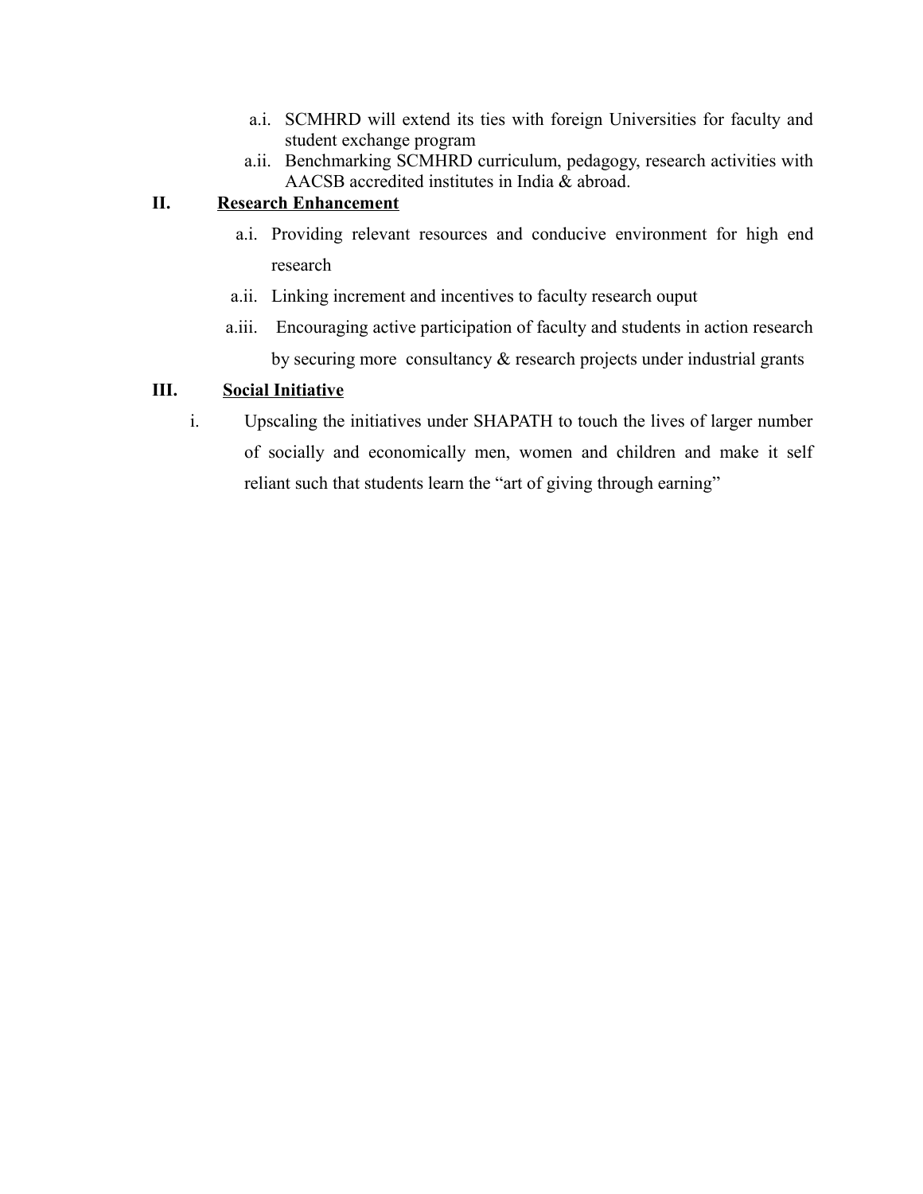a.i. SCMHRD will extend its ties with foreign Universities for faculty and student exchange program

a.ii. Benchmarking SCMHRD curriculum, pedagogy, research activities with AACSB accredited institutes in India & abroad.

**II. <u>Research Enhancement</u>**

a.i. Providing relevant resources and conducive environment for high end research

a.ii. Linking increment and incentives to faculty research ouput

a.iii. Encouraging active participation of faculty and students in action research by securing more consultancy & research projects under industrial grants

**III. <u>Social Initiative</u>**

i. Upscaling the initiatives under SHAPATH to touch the lives of larger number of socially and economically men, women and children and make it self reliant such that students learn the "art of giving through earning"